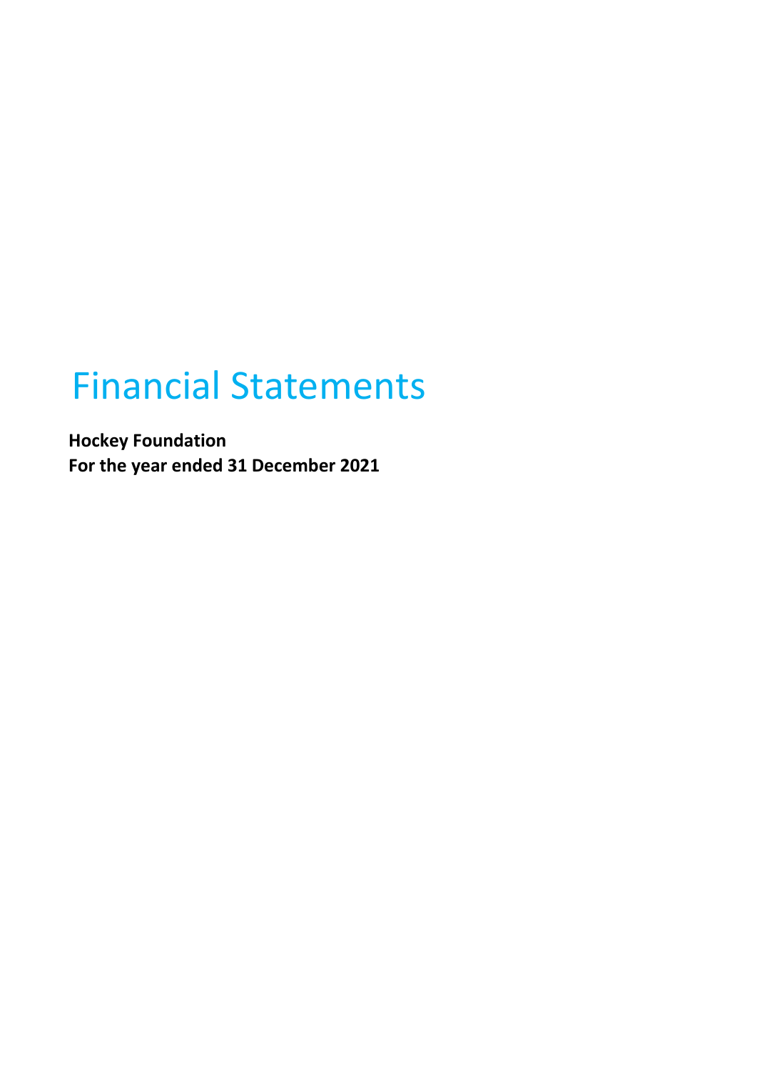# Financial Statements

**Hockey Foundation**
**For the year ended 31 December 2021**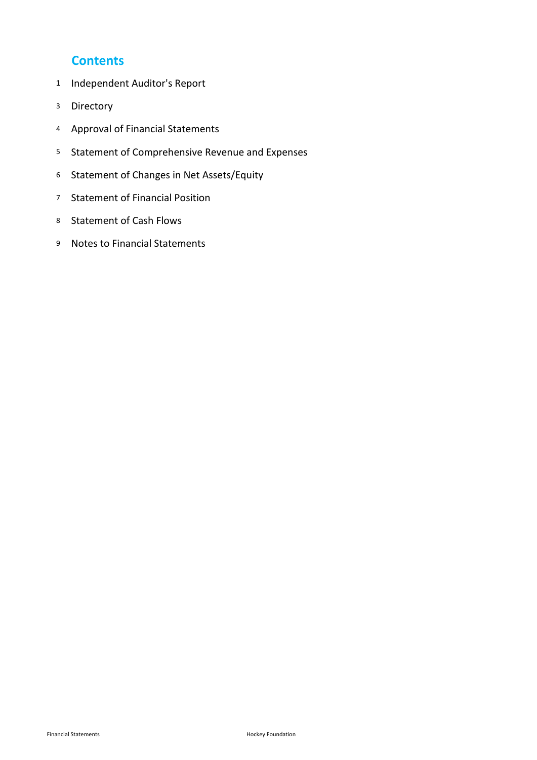## Contents

1 Independent Auditor's Report

3 Directory

4 Approval of Financial Statements

5 Statement of Comprehensive Revenue and Expenses

6 Statement of Changes in Net Assets/Equity

7 Statement of Financial Position

8 Statement of Cash Flows

9 Notes to Financial Statements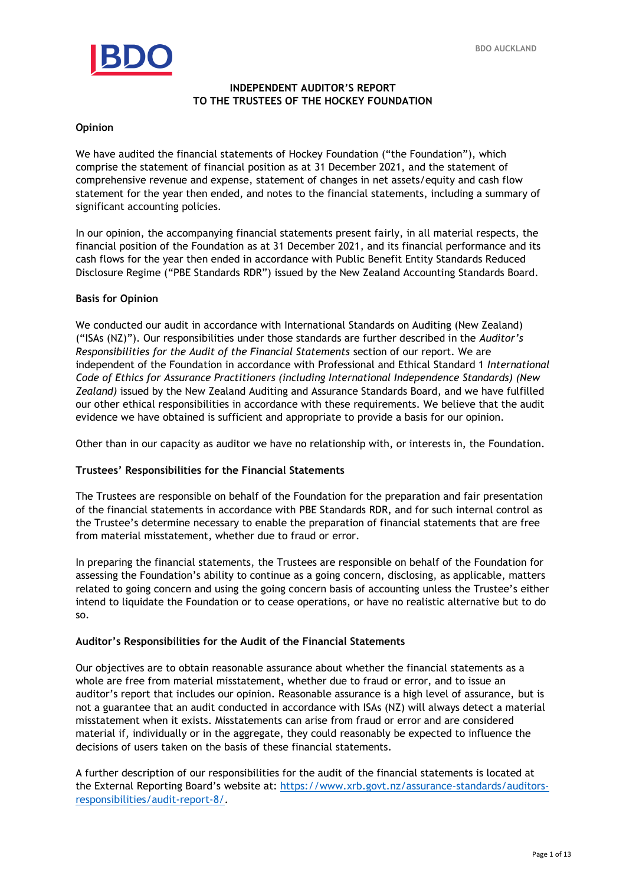# INDEPENDENT AUDITOR'S REPORT
# TO THE TRUSTEES OF THE HOCKEY FOUNDATION

## Opinion

We have audited the financial statements of Hockey Foundation ("the Foundation"), which comprise the statement of financial position as at 31 December 2021, and the statement of comprehensive revenue and expense, statement of changes in net assets/equity and cash flow statement for the year then ended, and notes to the financial statements, including a summary of significant accounting policies.

In our opinion, the accompanying financial statements present fairly, in all material respects, the financial position of the Foundation as at 31 December 2021, and its financial performance and its cash flows for the year then ended in accordance with Public Benefit Entity Standards Reduced Disclosure Regime ("PBE Standards RDR") issued by the New Zealand Accounting Standards Board.

## Basis for Opinion

We conducted our audit in accordance with International Standards on Auditing (New Zealand) ("ISAs (NZ)"). Our responsibilities under those standards are further described in the *Auditor's Responsibilities for the Audit of the Financial Statements* section of our report. We are independent of the Foundation in accordance with Professional and Ethical Standard 1 *International Code of Ethics for Assurance Practitioners (including International Independence Standards) (New Zealand)* issued by the New Zealand Auditing and Assurance Standards Board, and we have fulfilled our other ethical responsibilities in accordance with these requirements. We believe that the audit evidence we have obtained is sufficient and appropriate to provide a basis for our opinion.

Other than in our capacity as auditor we have no relationship with, or interests in, the Foundation.

## Trustees' Responsibilities for the Financial Statements

The Trustees are responsible on behalf of the Foundation for the preparation and fair presentation of the financial statements in accordance with PBE Standards RDR, and for such internal control as the Trustee's determine necessary to enable the preparation of financial statements that are free from material misstatement, whether due to fraud or error.

In preparing the financial statements, the Trustees are responsible on behalf of the Foundation for assessing the Foundation's ability to continue as a going concern, disclosing, as applicable, matters related to going concern and using the going concern basis of accounting unless the Trustee's either intend to liquidate the Foundation or to cease operations, or have no realistic alternative but to do so.

## Auditor's Responsibilities for the Audit of the Financial Statements

Our objectives are to obtain reasonable assurance about whether the financial statements as a whole are free from material misstatement, whether due to fraud or error, and to issue an auditor's report that includes our opinion. Reasonable assurance is a high level of assurance, but is not a guarantee that an audit conducted in accordance with ISAs (NZ) will always detect a material misstatement when it exists. Misstatements can arise from fraud or error and are considered material if, individually or in the aggregate, they could reasonably be expected to influence the decisions of users taken on the basis of these financial statements.

A further description of our responsibilities for the audit of the financial statements is located at the External Reporting Board's website at: https://www.xrb.govt.nz/assurance-standards/auditors-responsibilities/audit-report-8/.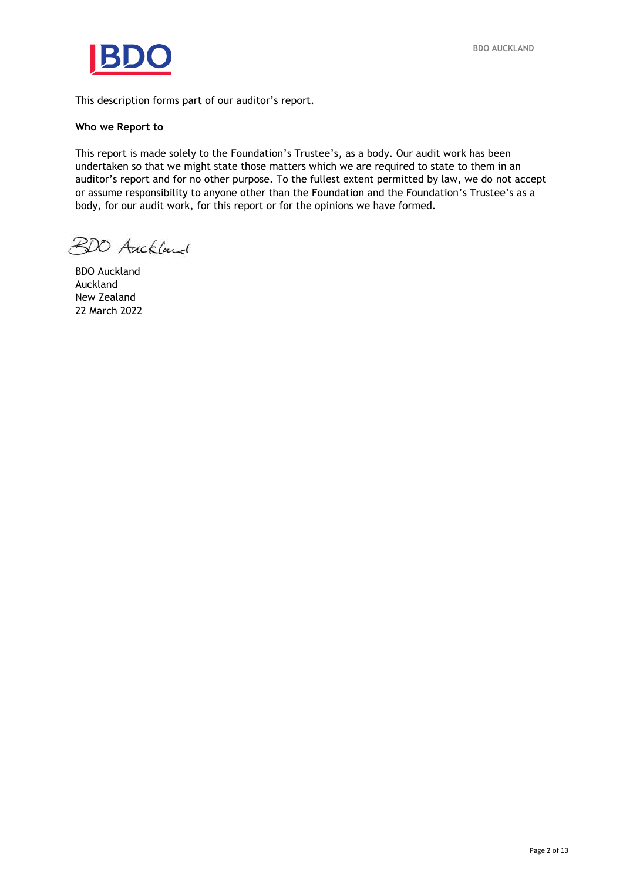This description forms part of our auditor's report.

**Who we Report to**

This report is made solely to the Foundation's Trustee's, as a body. Our audit work has been undertaken so that we might state those matters which we are required to state to them in an auditor's report and for no other purpose. To the fullest extent permitted by law, we do not accept or assume responsibility to anyone other than the Foundation and the Foundation's Trustee's as a body, for our audit work, for this report or for the opinions we have formed.

BDO Auckland

BDO Auckland
Auckland
New Zealand
22 March 2022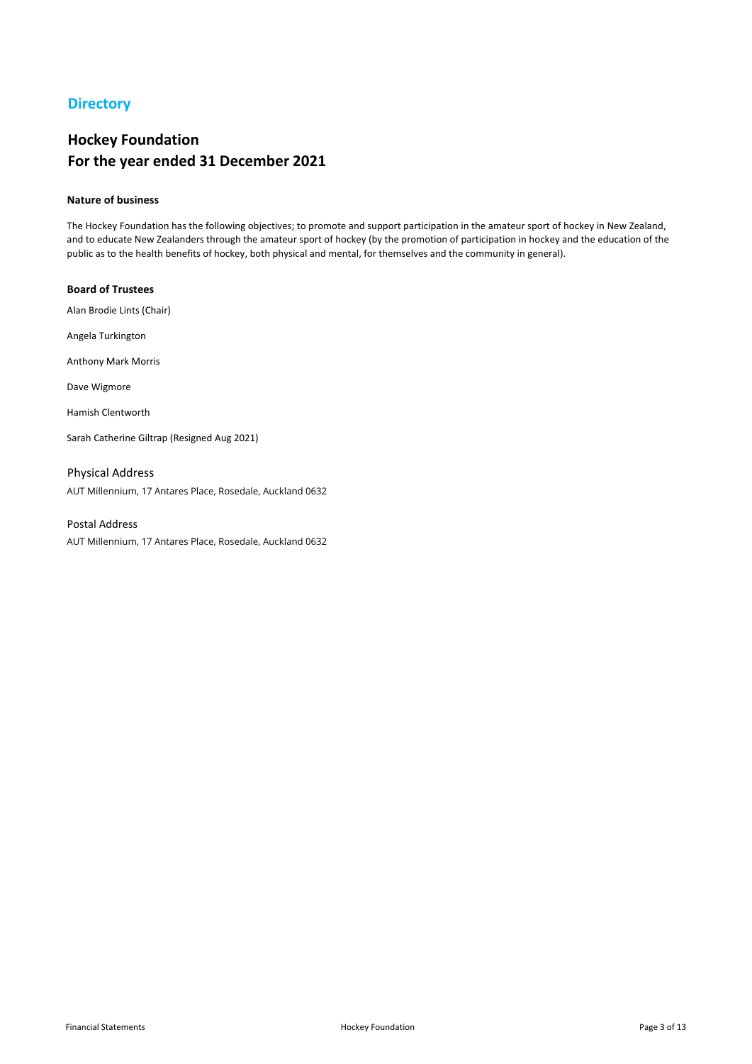# Directory

## Hockey Foundation
## For the year ended 31 December 2021

### Nature of business

The Hockey Foundation has the following objectives; to promote and support participation in the amateur sport of hockey in New Zealand, and to educate New Zealanders through the amateur sport of hockey (by the promotion of participation in hockey and the education of the public as to the health benefits of hockey, both physical and mental, for themselves and the community in general).

### Board of Trustees

Alan Brodie Lints (Chair)

Angela Turkington

Anthony Mark Morris

Dave Wigmore

Hamish Clentworth

Sarah Catherine Giltrap (Resigned Aug 2021)

Physical Address

AUT Millennium, 17 Antares Place, Rosedale, Auckland 0632

Postal Address

AUT Millennium, 17 Antares Place, Rosedale, Auckland 0632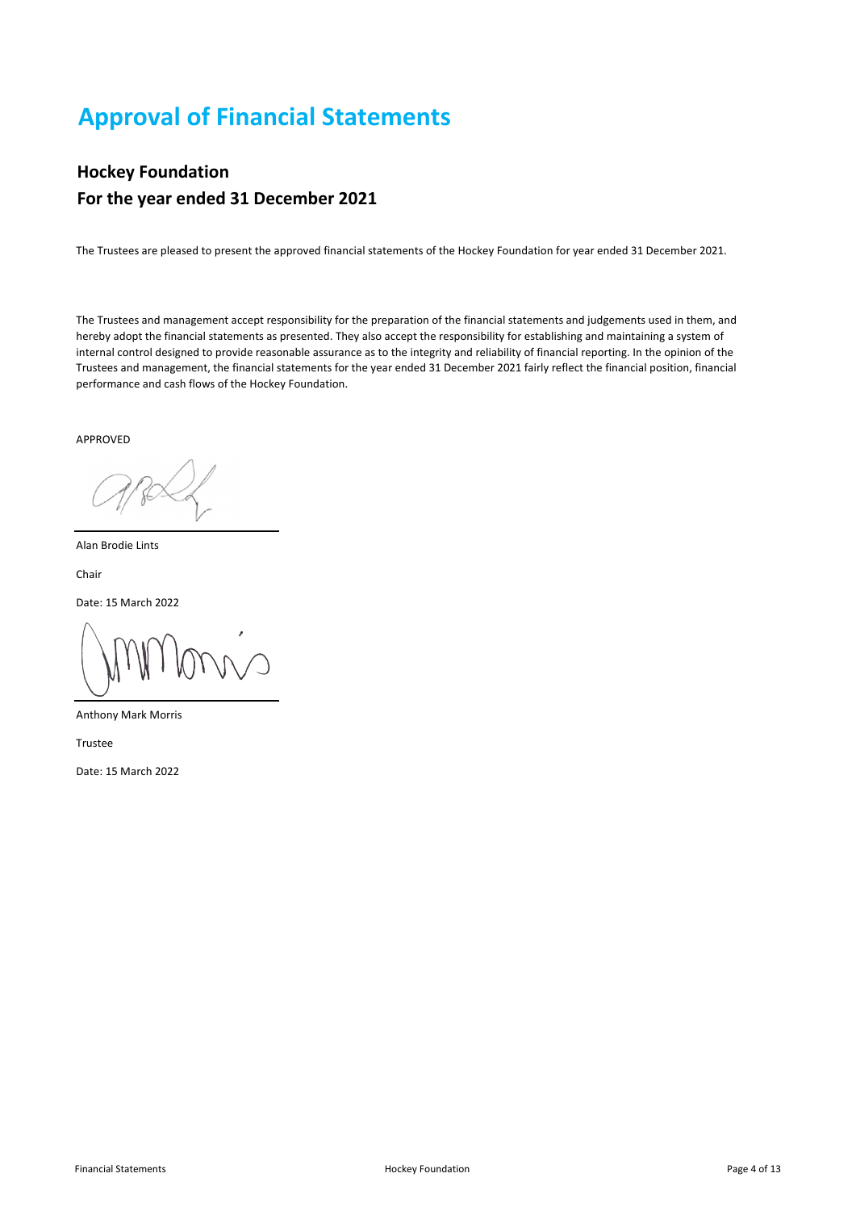# Approval of Financial Statements

## Hockey Foundation

## For the year ended 31 December 2021

The Trustees are pleased to present the approved financial statements of the Hockey Foundation for year ended 31 December 2021.

The Trustees and management accept responsibility for the preparation of the financial statements and judgements used in them, and hereby adopt the financial statements as presented. They also accept the responsibility for establishing and maintaining a system of internal control designed to provide reasonable assurance as to the integrity and reliability of financial reporting. In the opinion of the Trustees and management, the financial statements for the year ended 31 December 2021 fairly reflect the financial position, financial performance and cash flows of the Hockey Foundation.

APPROVED

Alan Brodie Lints

Chair

Date: 15 March 2022

Anthony Mark Morris

Trustee

Date: 15 March 2022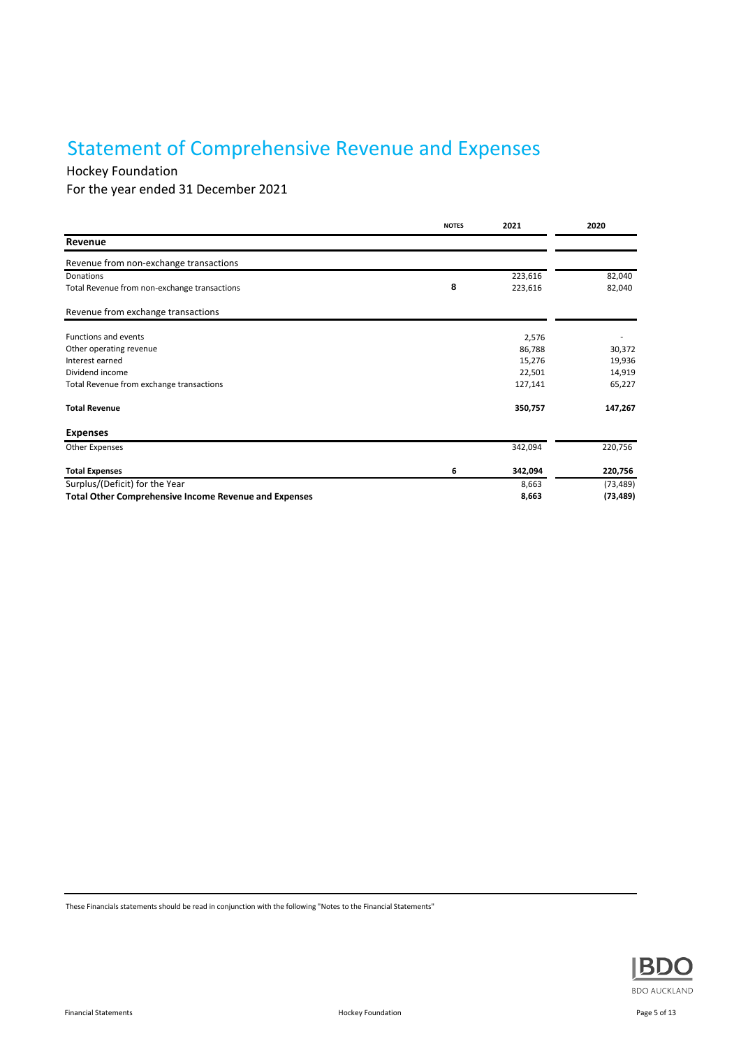# Statement of Comprehensive Revenue and Expenses

Hockey Foundation

For the year ended 31 December 2021

| | NOTES | 2021 | 2020 |
|---|---|---|---|
| **Revenue** | | | |
| Revenue from non-exchange transactions | | | |
| Donations | | 223,616 | 82,040 |
| Total Revenue from non-exchange transactions | 8 | 223,616 | 82,040 |
| Revenue from exchange transactions | | | |
| Functions and events | | 2,576 | - |
| Other operating revenue | | 86,788 | 30,372 |
| Interest earned | | 15,276 | 19,936 |
| Dividend income | | 22,501 | 14,919 |
| Total Revenue from exchange transactions | | 127,141 | 65,227 |
| **Total Revenue** | | **350,757** | **147,267** |
| **Expenses** | | | |
| Other Expenses | | 342,094 | 220,756 |
| **Total Expenses** | 6 | **342,094** | **220,756** |
| Surplus/(Deficit) for the Year | | 8,663 | (73,489) |
| **Total Other Comprehensive Income Revenue and Expenses** | | **8,663** | **(73,489)** |

These Financials statements should be read in conjunction with the following "Notes to the Financial Statements"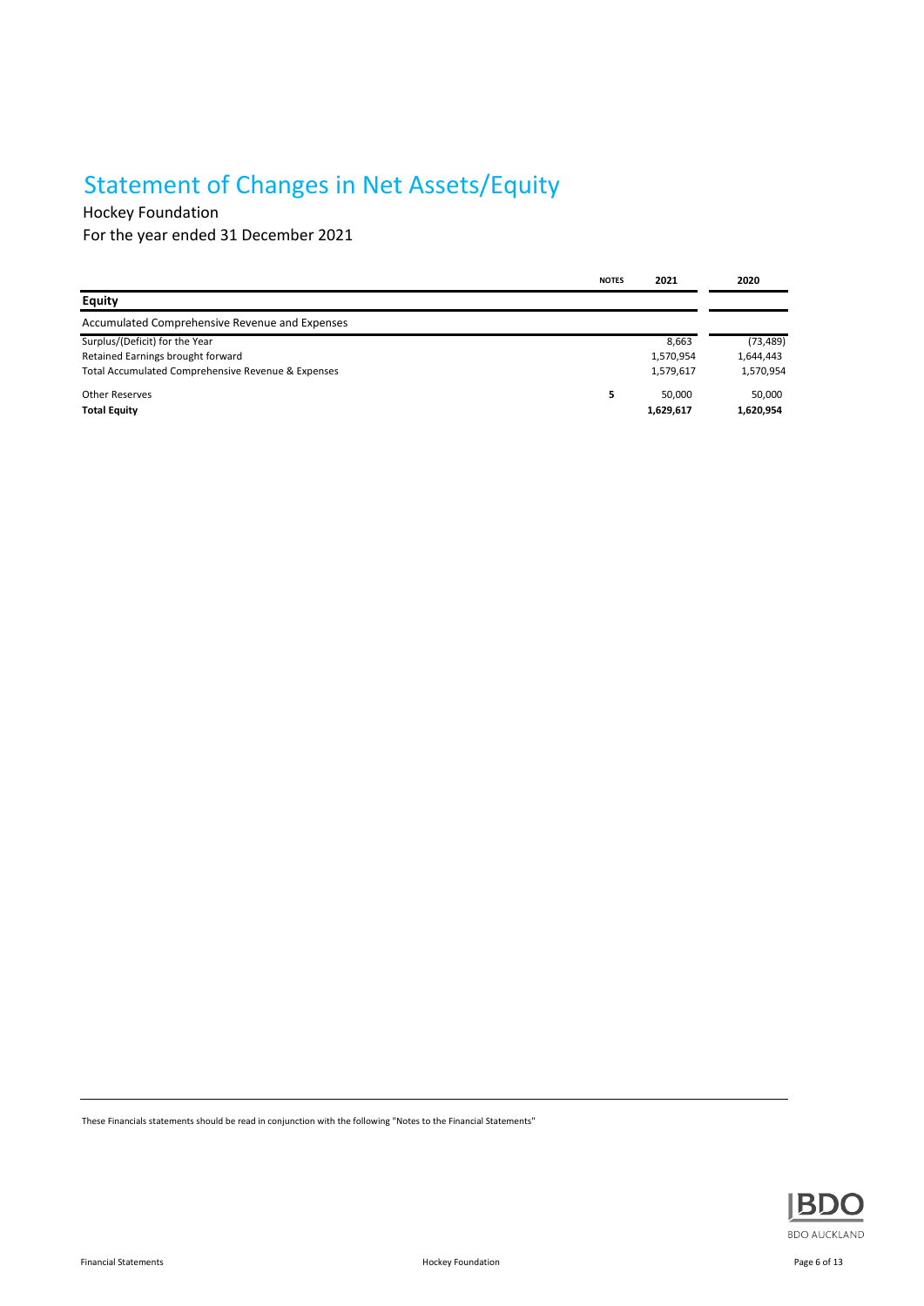# Statement of Changes in Net Assets/Equity

Hockey Foundation

For the year ended 31 December 2021

| | NOTES | 2021 | 2020 |
|---|---|---|---|
| **Equity** | | | |
| Accumulated Comprehensive Revenue and Expenses | | | |
| Surplus/(Deficit) for the Year | | 8,663 | (73,489) |
| Retained Earnings brought forward | | 1,570,954 | 1,644,443 |
| Total Accumulated Comprehensive Revenue & Expenses | | 1,579,617 | 1,570,954 |
| Other Reserves | 5 | 50,000 | 50,000 |
| **Total Equity** | | **1,629,617** | **1,620,954** |

These Financials statements should be read in conjunction with the following "Notes to the Financial Statements"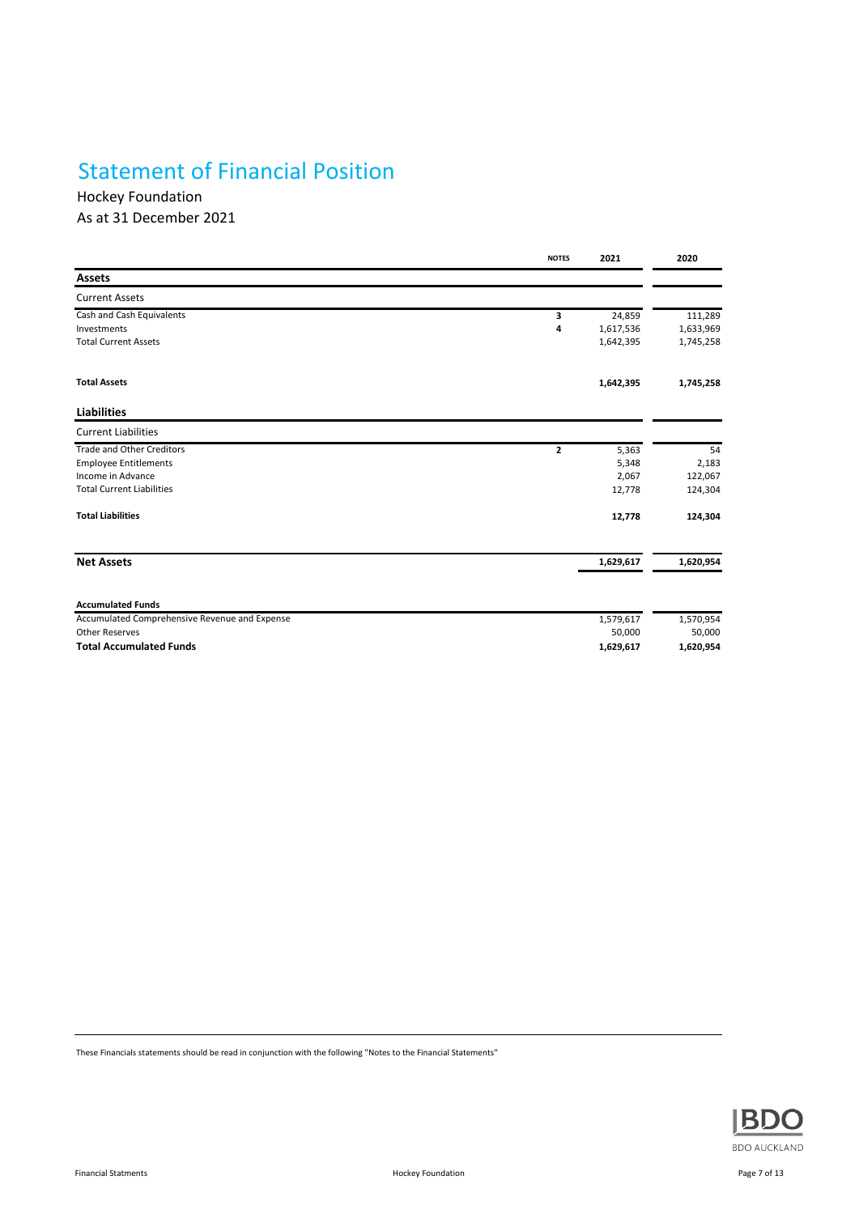# Statement of Financial Position

Hockey Foundation

As at 31 December 2021

| | NOTES | 2021 | 2020 |
|---|---|---|---|
| **Assets** | | | |
| Current Assets | | | |
| Cash and Cash Equivalents | 3 | 24,859 | 111,289 |
| Investments | 4 | 1,617,536 | 1,633,969 |
| Total Current Assets | | 1,642,395 | 1,745,258 |
| **Total Assets** | | **1,642,395** | **1,745,258** |
| **Liabilities** | | | |
| Current Liabilities | | | |
| Trade and Other Creditors | 2 | 5,363 | 54 |
| Employee Entitlements | | 5,348 | 2,183 |
| Income in Advance | | 2,067 | 122,067 |
| Total Current Liabilities | | 12,778 | 124,304 |
| **Total Liabilities** | | **12,778** | **124,304** |
| **Net Assets** | | **1,629,617** | **1,620,954** |
| **Accumulated Funds** | | | |
| Accumulated Comprehensive Revenue and Expense | | 1,579,617 | 1,570,954 |
| Other Reserves | | 50,000 | 50,000 |
| **Total Accumulated Funds** | | **1,629,617** | **1,620,954** |

These Financials statements should be read in conjunction with the following "Notes to the Financial Statements"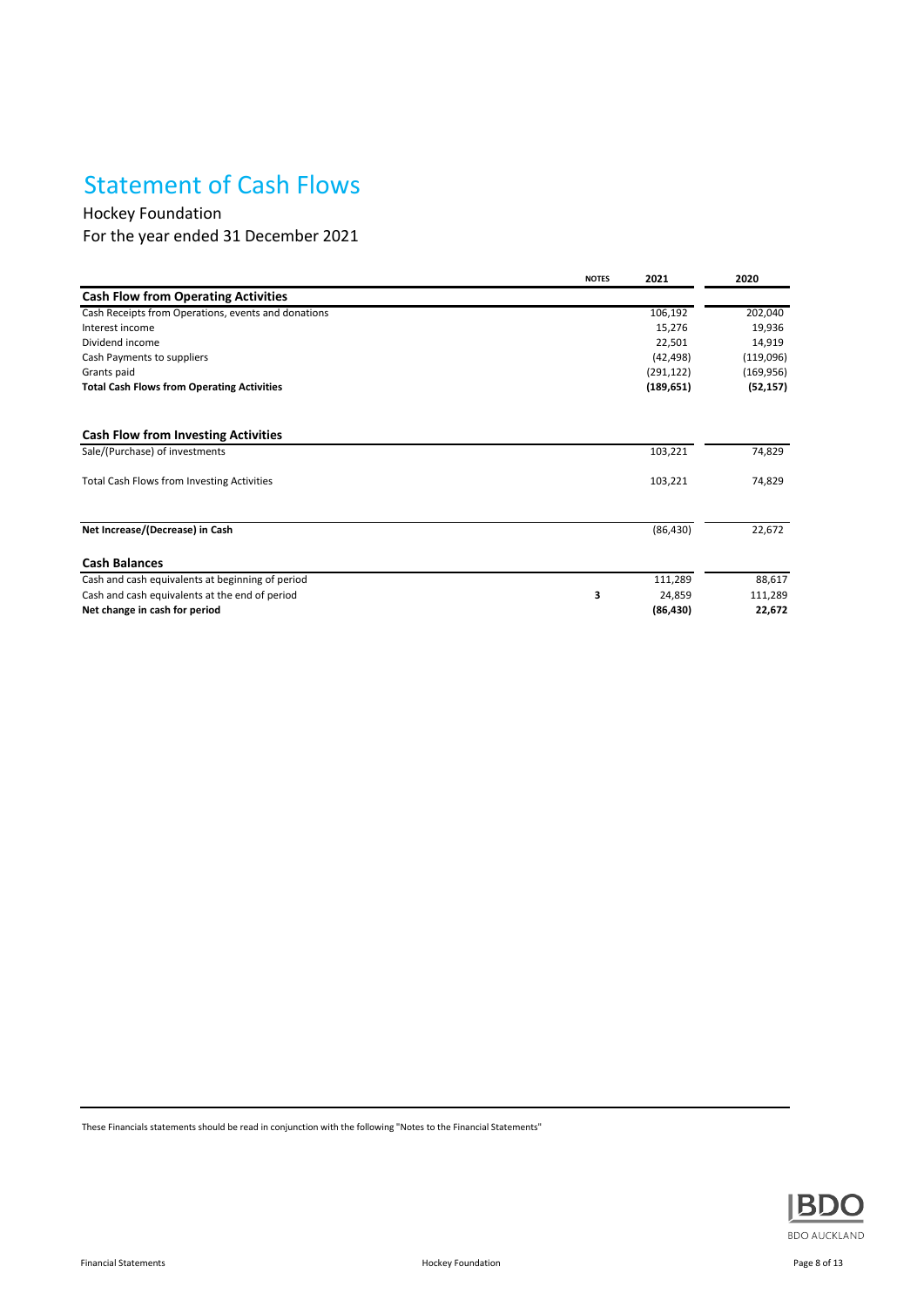# Statement of Cash Flows

Hockey Foundation

For the year ended 31 December 2021

| | NOTES | 2021 | 2020 |
|---|---|---|---|
| **Cash Flow from Operating Activities** | | | |
| Cash Receipts from Operations, events and donations | | 106,192 | 202,040 |
| Interest income | | 15,276 | 19,936 |
| Dividend income | | 22,501 | 14,919 |
| Cash Payments to suppliers | | (42,498) | (119,096) |
| Grants paid | | (291,122) | (169,956) |
| **Total Cash Flows from Operating Activities** | | **(189,651)** | **(52,157)** |
| | | | |
| **Cash Flow from Investing Activities** | | | |
| Sale/(Purchase) of investments | | 103,221 | 74,829 |
| Total Cash Flows from Investing Activities | | 103,221 | 74,829 |
| | | | |
| **Net Increase/(Decrease) in Cash** | | (86,430) | 22,672 |
| | | | |
| **Cash Balances** | | | |
| Cash and cash equivalents at beginning of period | | 111,289 | 88,617 |
| Cash and cash equivalents at the end of period | 3 | 24,859 | 111,289 |
| **Net change in cash for period** | | **(86,430)** | **22,672** |

These Financials statements should be read in conjunction with the following "Notes to the Financial Statements"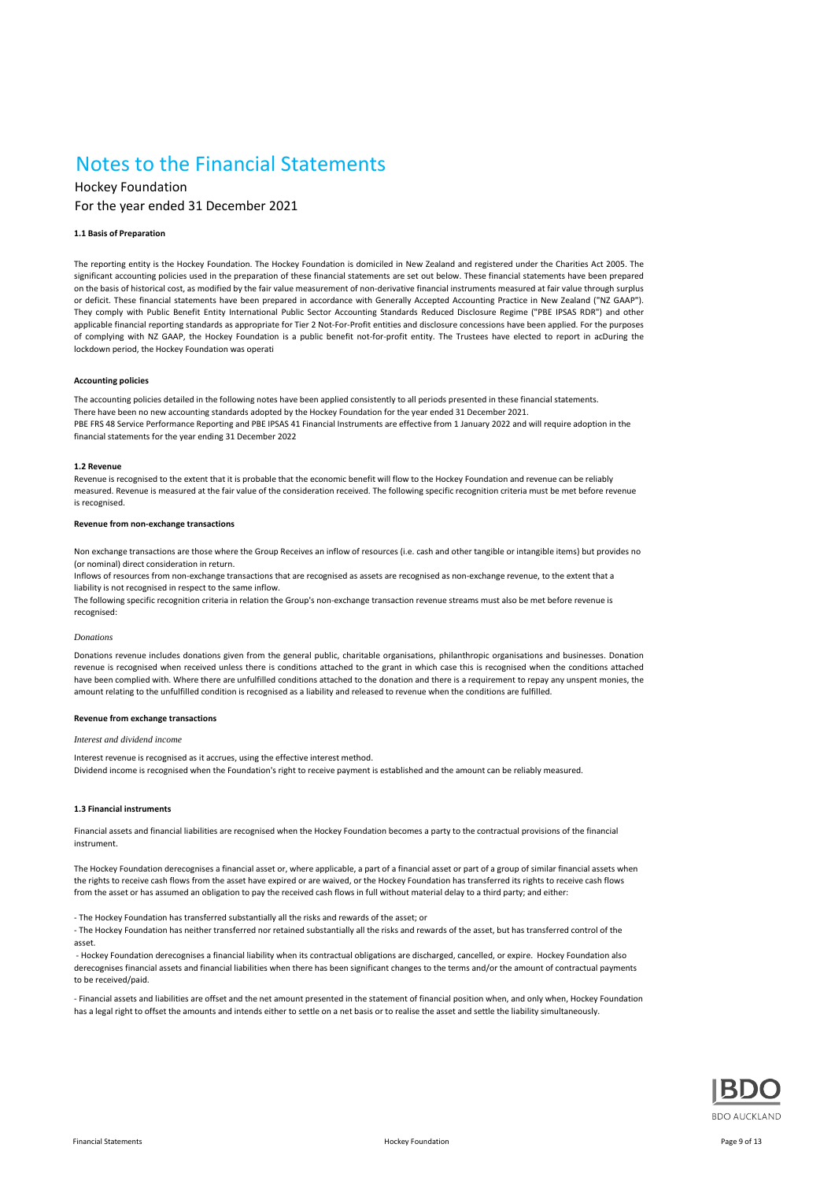# Notes to the Financial Statements

Hockey Foundation

For the year ended 31 December 2021

**1.1 Basis of Preparation**

The reporting entity is the Hockey Foundation. The Hockey Foundation is domiciled in New Zealand and registered under the Charities Act 2005. The significant accounting policies used in the preparation of these financial statements are set out below. These financial statements have been prepared on the basis of historical cost, as modified by the fair value measurement of non-derivative financial instruments measured at fair value through surplus or deficit. These financial statements have been prepared in accordance with Generally Accepted Accounting Practice in New Zealand ("NZ GAAP"). They comply with Public Benefit Entity International Public Sector Accounting Standards Reduced Disclosure Regime ("PBE IPSAS RDR") and other applicable financial reporting standards as appropriate for Tier 2 Not-For-Profit entities and disclosure concessions have been applied. For the purposes of complying with NZ GAAP, the Hockey Foundation is a public benefit not-for-profit entity. The Trustees have elected to report in acDuring the lockdown period, the Hockey Foundation was operati

**Accounting policies**

The accounting policies detailed in the following notes have been applied consistently to all periods presented in these financial statements.
There have been no new accounting standards adopted by the Hockey Foundation for the year ended 31 December 2021.
PBE FRS 48 Service Performance Reporting and PBE IPSAS 41 Financial Instruments are effective from 1 January 2022 and will require adoption in the financial statements for the year ending 31 December 2022

**1.2 Revenue**

Revenue is recognised to the extent that it is probable that the economic benefit will flow to the Hockey Foundation and revenue can be reliably measured. Revenue is measured at the fair value of the consideration received. The following specific recognition criteria must be met before revenue is recognised.

**Revenue from non-exchange transactions**

Non exchange transactions are those where the Group Receives an inflow of resources (i.e. cash and other tangible or intangible items) but provides no (or nominal) direct consideration in return.
Inflows of resources from non-exchange transactions that are recognised as assets are recognised as non-exchange revenue, to the extent that a liability is not recognised in respect to the same inflow.
The following specific recognition criteria in relation the Group's non-exchange transaction revenue streams must also be met before revenue is recognised:

*Donations*

Donations revenue includes donations given from the general public, charitable organisations, philanthropic organisations and businesses. Donation revenue is recognised when received unless there is conditions attached to the grant in which case this is recognised when the conditions attached have been complied with. Where there are unfulfilled conditions attached to the donation and there is a requirement to repay any unspent monies, the amount relating to the unfulfilled condition is recognised as a liability and released to revenue when the conditions are fulfilled.

**Revenue from exchange transactions**

*Interest and dividend income*

Interest revenue is recognised as it accrues, using the effective interest method.
Dividend income is recognised when the Foundation's right to receive payment is established and the amount can be reliably measured.

**1.3 Financial instruments**

Financial assets and financial liabilities are recognised when the Hockey Foundation becomes a party to the contractual provisions of the financial instrument.

The Hockey Foundation derecognises a financial asset or, where applicable, a part of a financial asset or part of a group of similar financial assets when the rights to receive cash flows from the asset have expired or are waived, or the Hockey Foundation has transferred its rights to receive cash flows from the asset or has assumed an obligation to pay the received cash flows in full without material delay to a third party; and either:

- The Hockey Foundation has transferred substantially all the risks and rewards of the asset; or
- The Hockey Foundation has neither transferred nor retained substantially all the risks and rewards of the asset, but has transferred control of the asset.

- Hockey Foundation derecognises a financial liability when its contractual obligations are discharged, cancelled, or expire. Hockey Foundation also derecognises financial assets and financial liabilities when there has been significant changes to the terms and/or the amount of contractual payments to be received/paid.

- Financial assets and liabilities are offset and the net amount presented in the statement of financial position when, and only when, Hockey Foundation has a legal right to offset the amounts and intends either to settle on a net basis or to realise the asset and settle the liability simultaneously.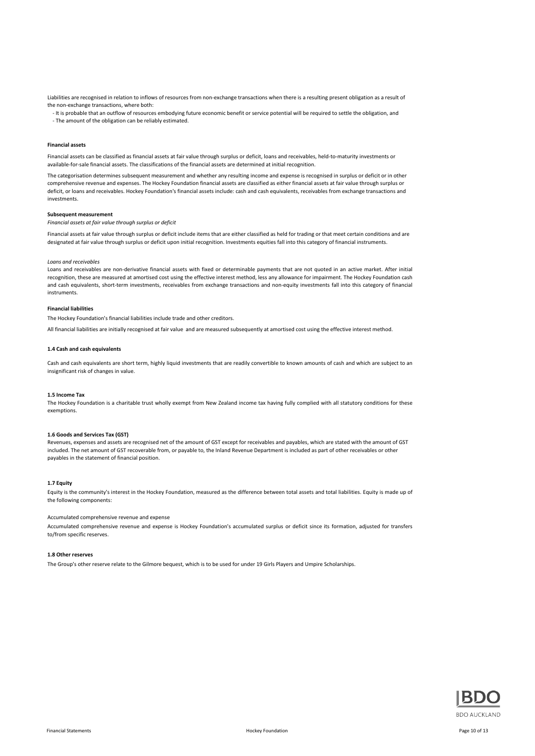Liabilities are recognised in relation to inflows of resources from non-exchange transactions when there is a resulting present obligation as a result of the non-exchange transactions, where both:

- It is probable that an outflow of resources embodying future economic benefit or service potential will be required to settle the obligation, and
- The amount of the obligation can be reliably estimated.

**Financial assets**

Financial assets can be classified as financial assets at fair value through surplus or deficit, loans and receivables, held-to-maturity investments or available-for-sale financial assets. The classifications of the financial assets are determined at initial recognition.

The categorisation determines subsequent measurement and whether any resulting income and expense is recognised in surplus or deficit or in other comprehensive revenue and expenses. The Hockey Foundation financial assets are classified as either financial assets at fair value through surplus or deficit, or loans and receivables. Hockey Foundation's financial assets include: cash and cash equivalents, receivables from exchange transactions and investments.

**Subsequent measurement**

*Financial assets at fair value through surplus or deficit*

Financial assets at fair value through surplus or deficit include items that are either classified as held for trading or that meet certain conditions and are designated at fair value through surplus or deficit upon initial recognition. Investments equities fall into this category of financial instruments.

*Loans and receivables*

Loans and receivables are non-derivative financial assets with fixed or determinable payments that are not quoted in an active market. After initial recognition, these are measured at amortised cost using the effective interest method, less any allowance for impairment. The Hockey Foundation cash and cash equivalents, short-term investments, receivables from exchange transactions and non-equity investments fall into this category of financial instruments.

**Financial liabilities**

The Hockey Foundation's financial liabilities include trade and other creditors.

All financial liabilities are initially recognised at fair value and are measured subsequently at amortised cost using the effective interest method.

**1.4 Cash and cash equivalents**

Cash and cash equivalents are short term, highly liquid investments that are readily convertible to known amounts of cash and which are subject to an insignificant risk of changes in value.

**1.5 Income Tax**

The Hockey Foundation is a charitable trust wholly exempt from New Zealand income tax having fully complied with all statutory conditions for these exemptions.

**1.6 Goods and Services Tax (GST)**

Revenues, expenses and assets are recognised net of the amount of GST except for receivables and payables, which are stated with the amount of GST included. The net amount of GST recoverable from, or payable to, the Inland Revenue Department is included as part of other receivables or other payables in the statement of financial position.

**1.7 Equity**

Equity is the community's interest in the Hockey Foundation, measured as the difference between total assets and total liabilities. Equity is made up of the following components:

Accumulated comprehensive revenue and expense

Accumulated comprehensive revenue and expense is Hockey Foundation's accumulated surplus or deficit since its formation, adjusted for transfers to/from specific reserves.

**1.8 Other reserves**

The Group's other reserve relate to the Gilmore bequest, which is to be used for under 19 Girls Players and Umpire Scholarships.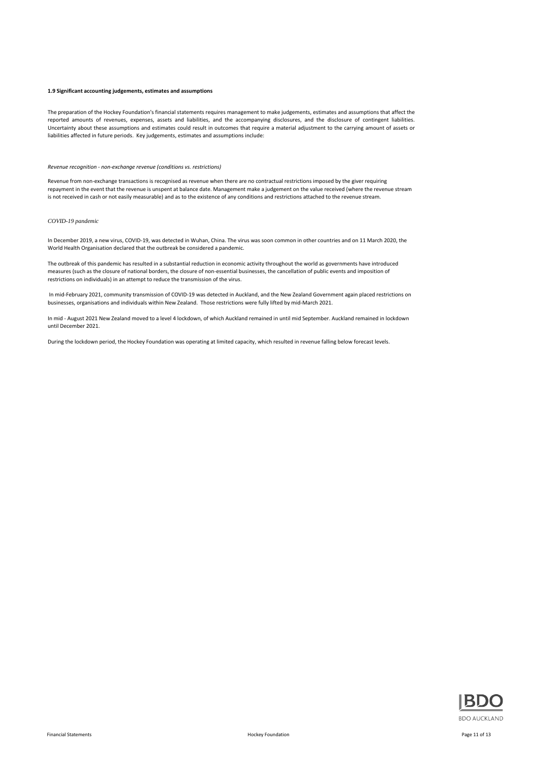### 1.9 Significant accounting judgements, estimates and assumptions

The preparation of the Hockey Foundation's financial statements requires management to make judgements, estimates and assumptions that affect the reported amounts of revenues, expenses, assets and liabilities, and the accompanying disclosures, and the disclosure of contingent liabilities. Uncertainty about these assumptions and estimates could result in outcomes that require a material adjustment to the carrying amount of assets or liabilities affected in future periods. Key judgements, estimates and assumptions include:

*Revenue recognition - non-exchange revenue (conditions vs. restrictions)*

Revenue from non-exchange transactions is recognised as revenue when there are no contractual restrictions imposed by the giver requiring repayment in the event that the revenue is unspent at balance date. Management make a judgement on the value received (where the revenue stream is not received in cash or not easily measurable) and as to the existence of any conditions and restrictions attached to the revenue stream.

*COVID-19 pandemic*

In December 2019, a new virus, COVID-19, was detected in Wuhan, China. The virus was soon common in other countries and on 11 March 2020, the World Health Organisation declared that the outbreak be considered a pandemic.

The outbreak of this pandemic has resulted in a substantial reduction in economic activity throughout the world as governments have introduced measures (such as the closure of national borders, the closure of non-essential businesses, the cancellation of public events and imposition of restrictions on individuals) in an attempt to reduce the transmission of the virus.

In mid-February 2021, community transmission of COVID-19 was detected in Auckland, and the New Zealand Government again placed restrictions on businesses, organisations and individuals within New Zealand. Those restrictions were fully lifted by mid-March 2021.

In mid - August 2021 New Zealand moved to a level 4 lockdown, of which Auckland remained in until mid September. Auckland remained in lockdown until December 2021.

During the lockdown period, the Hockey Foundation was operating at limited capacity, which resulted in revenue falling below forecast levels.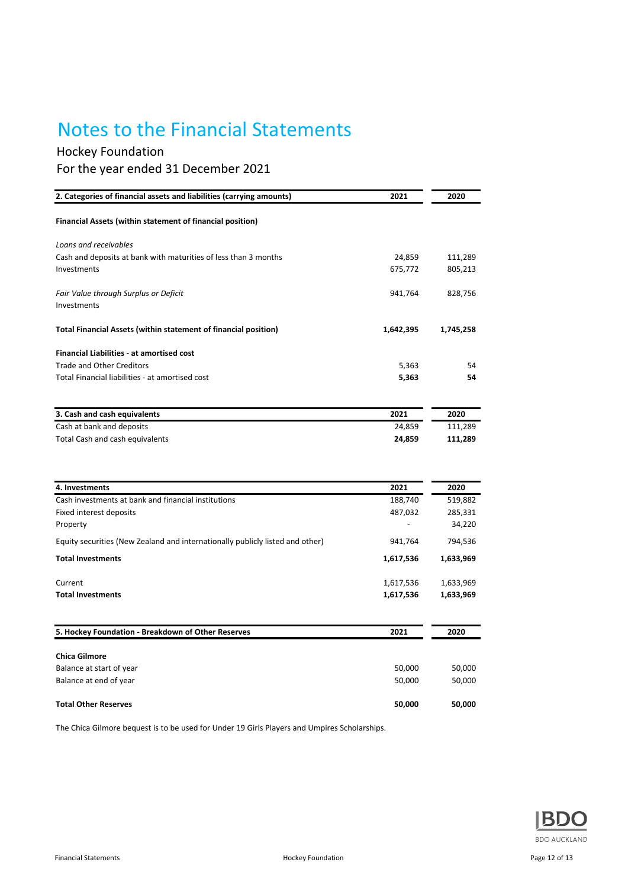# Notes to the Financial Statements

## Hockey Foundation

## For the year ended 31 December 2021

| 2. Categories of financial assets and liabilities (carrying amounts) | 2021 | 2020 |
|---|---|---|
| **Financial Assets (within statement of financial position)** | | |
| *Loans and receivables* | | |
| Cash and deposits at bank with maturities of less than 3 months | 24,859 | 111,289 |
| Investments | 675,772 | 805,213 |
| *Fair Value through Surplus or Deficit* | 941,764 | 828,756 |
| Investments | | |
| **Total Financial Assets (within statement of financial position)** | **1,642,395** | **1,745,258** |
| **Financial Liabilities - at amortised cost** | | |
| Trade and Other Creditors | 5,363 | 54 |
| Total Financial liabilities - at amortised cost | **5,363** | **54** |

| 3. Cash and cash equivalents | 2021 | 2020 |
|---|---|---|
| Cash at bank and deposits | 24,859 | 111,289 |
| Total Cash and cash equivalents | **24,859** | **111,289** |

| 4. Investments | 2021 | 2020 |
|---|---|---|
| Cash investments at bank and financial institutions | 188,740 | 519,882 |
| Fixed interest deposits | 487,032 | 285,331 |
| Property | - | 34,220 |
| Equity securities (New Zealand and internationally publicly listed and other) | 941,764 | 794,536 |
| **Total Investments** | **1,617,536** | **1,633,969** |
| Current | 1,617,536 | 1,633,969 |
| **Total Investments** | **1,617,536** | **1,633,969** |

| 5. Hockey Foundation - Breakdown of Other Reserves | 2021 | 2020 |
|---|---|---|
| **Chica Gilmore** | | |
| Balance at start of year | 50,000 | 50,000 |
| Balance at end of year | 50,000 | 50,000 |
| **Total Other Reserves** | **50,000** | **50,000** |

The Chica Gilmore bequest is to be used for Under 19 Girls Players and Umpires Scholarships.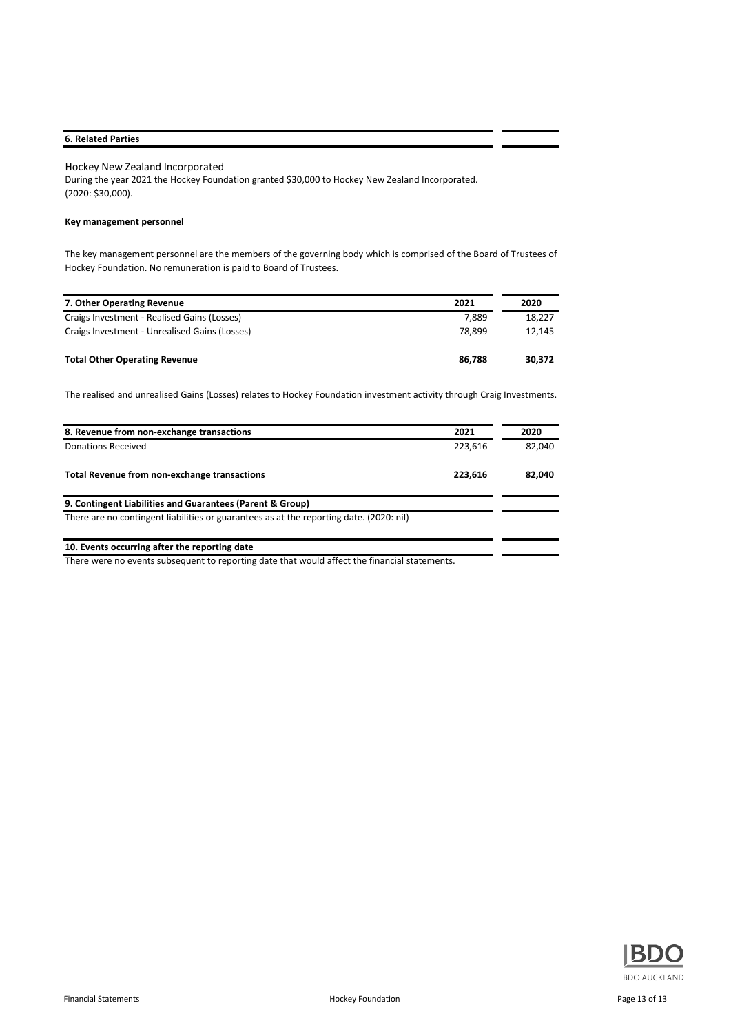### 6. Related Parties

Hockey New Zealand Incorporated

During the year 2021 the Hockey Foundation granted $30,000 to Hockey New Zealand Incorporated. (2020: $30,000).

**Key management personnel**

The key management personnel are the members of the governing body which is comprised of the Board of Trustees of Hockey Foundation. No remuneration is paid to Board of Trustees.

| 7. Other Operating Revenue | 2021 | 2020 |
|---|---|---|
| Craigs Investment - Realised Gains (Losses) | 7,889 | 18,227 |
| Craigs Investment - Unrealised Gains (Losses) | 78,899 | 12,145 |
| **Total Other Operating Revenue** | **86,788** | **30,372** |

The realised and unrealised Gains (Losses) relates to Hockey Foundation investment activity through Craig Investments.

| 8. Revenue from non-exchange transactions | 2021 | 2020 |
|---|---|---|
| Donations Received | 223,616 | 82,040 |
| **Total Revenue from non-exchange transactions** | **223,616** | **82,040** |

### 9. Contingent Liabilities and Guarantees (Parent & Group)

There are no contingent liabilities or guarantees as at the reporting date. (2020: nil)

### 10. Events occurring after the reporting date

There were no events subsequent to reporting date that would affect the financial statements.